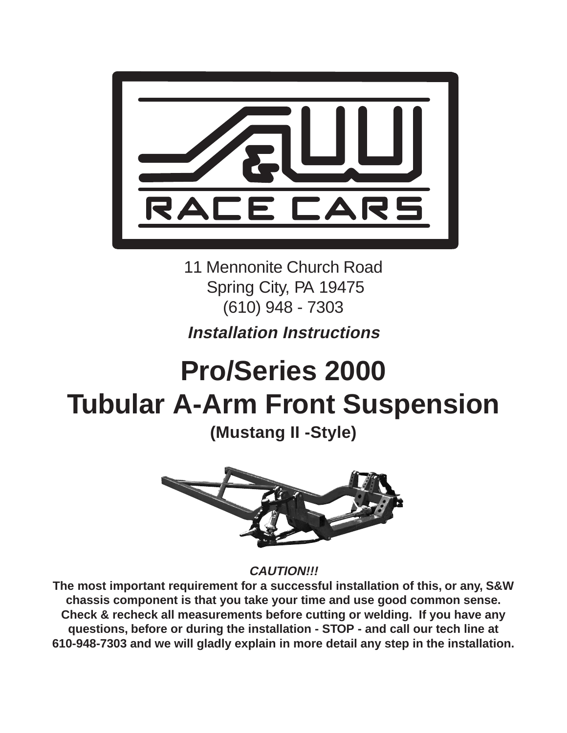S&W RACE CARS

11 Mennonite Church Road
Spring City, PA 19475
(610) 948 - 7303

***Installation Instructions***

# Pro/Series 2000
# Tubular A-Arm Front Suspension

## (Mustang II -Style)

***CAUTION!!!***

**The most important requirement for a successful installation of this, or any, S&W chassis component is that you take your time and use good common sense. Check & recheck all measurements before cutting or welding. If you have any questions, before or during the installation - STOP - and call our tech line at 610-948-7303 and we will gladly explain in more detail any step in the installation.**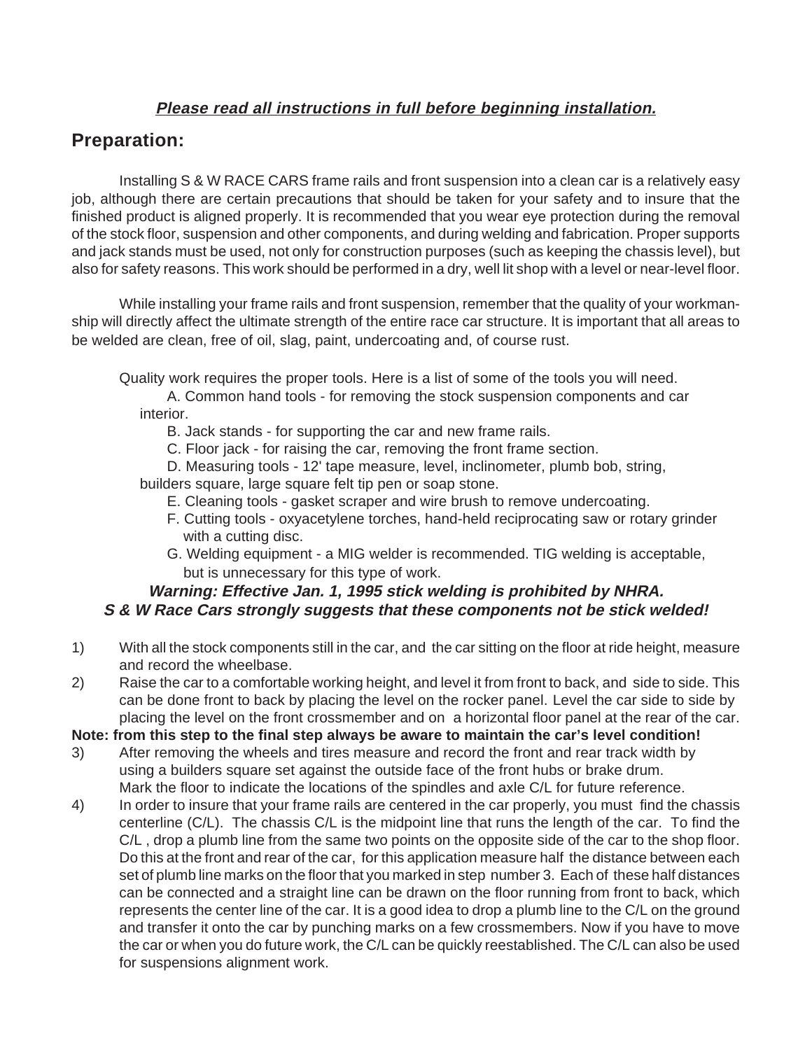***Please read all instructions in full before beginning installation.***

## Preparation:

Installing S & W RACE CARS frame rails and front suspension into a clean car is a relatively easy job, although there are certain precautions that should be taken for your safety and to insure that the finished product is aligned properly. It is recommended that you wear eye protection during the removal of the stock floor, suspension and other components, and during welding and fabrication. Proper supports and jack stands must be used, not only for construction purposes (such as keeping the chassis level), but also for safety reasons. This work should be performed in a dry, well lit shop with a level or near-level floor.

While installing your frame rails and front suspension, remember that the quality of your workmanship will directly affect the ultimate strength of the entire race car structure. It is important that all areas to be welded are clean, free of oil, slag, paint, undercoating and, of course rust.

Quality work requires the proper tools. Here is a list of some of the tools you will need.

A. Common hand tools - for removing the stock suspension components and car interior.

B. Jack stands - for supporting the car and new frame rails.

C. Floor jack - for raising the car, removing the front frame section.

D. Measuring tools - 12' tape measure, level, inclinometer, plumb bob, string, builders square, large square felt tip pen or soap stone.

E. Cleaning tools - gasket scraper and wire brush to remove undercoating.

F. Cutting tools - oxyacetylene torches, hand-held reciprocating saw or rotary grinder with a cutting disc.

G. Welding equipment - a MIG welder is recommended. TIG welding is acceptable, but is unnecessary for this type of work.

***Warning: Effective Jan. 1, 1995 stick welding is prohibited by NHRA.***
***S & W Race Cars strongly suggests that these components not be stick welded!***

1) With all the stock components still in the car, and the car sitting on the floor at ride height, measure and record the wheelbase.

2) Raise the car to a comfortable working height, and level it from front to back, and side to side. This can be done front to back by placing the level on the rocker panel. Level the car side to side by placing the level on the front crossmember and on a horizontal floor panel at the rear of the car.

**Note: from this step to the final step always be aware to maintain the car's level condition!**

3) After removing the wheels and tires measure and record the front and rear track width by using a builders square set against the outside face of the front hubs or brake drum. Mark the floor to indicate the locations of the spindles and axle C/L for future reference.

4) In order to insure that your frame rails are centered in the car properly, you must find the chassis centerline (C/L). The chassis C/L is the midpoint line that runs the length of the car. To find the C/L , drop a plumb line from the same two points on the opposite side of the car to the shop floor. Do this at the front and rear of the car, for this application measure half the distance between each set of plumb line marks on the floor that you marked in step number 3. Each of these half distances can be connected and a straight line can be drawn on the floor running from front to back, which represents the center line of the car. It is a good idea to drop a plumb line to the C/L on the ground and transfer it onto the car by punching marks on a few crossmembers. Now if you have to move the car or when you do future work, the C/L can be quickly reestablished. The C/L can also be used for suspensions alignment work.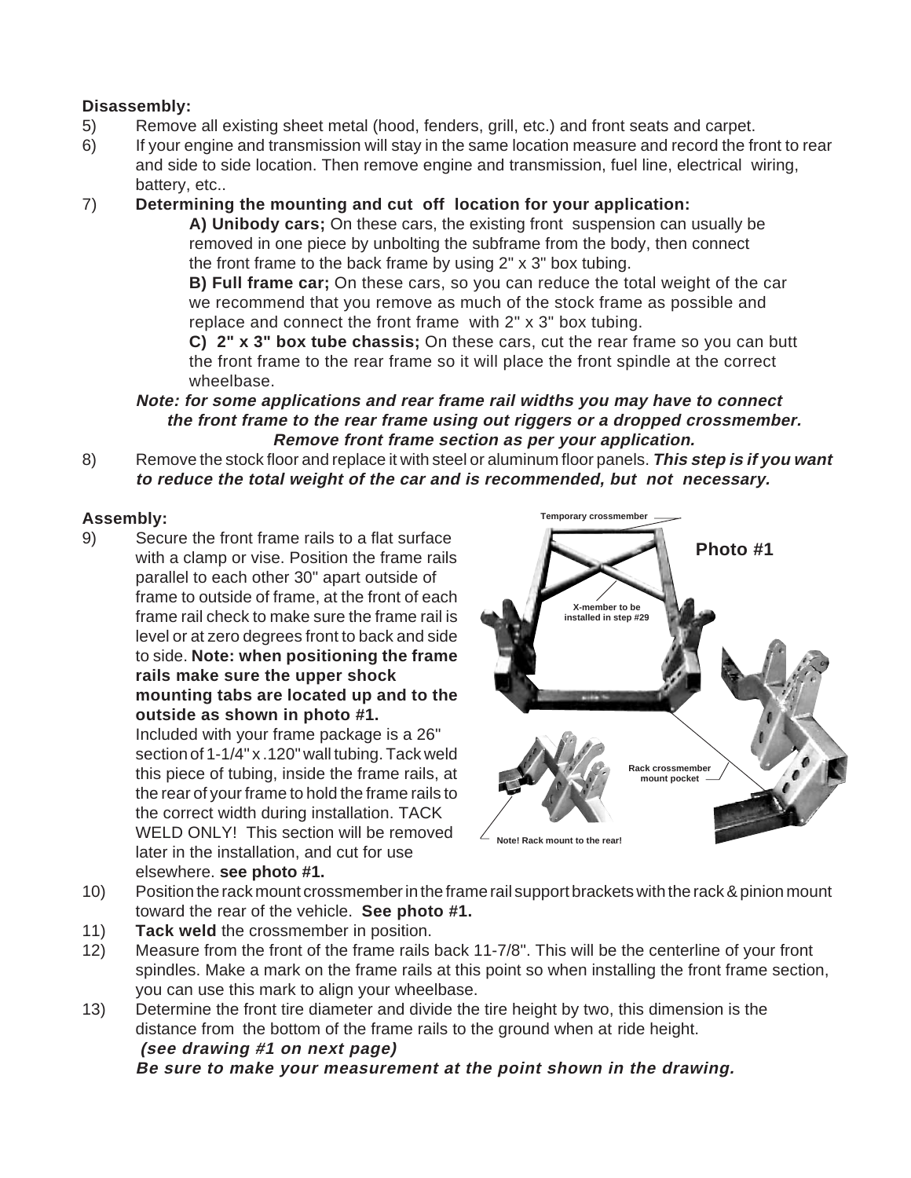**Disassembly:**

5) Remove all existing sheet metal (hood, fenders, grill, etc.) and front seats and carpet.

6) If your engine and transmission will stay in the same location measure and record the front to rear and side to side location. Then remove engine and transmission, fuel line, electrical wiring, battery, etc..

7) **Determining the mounting and cut off location for your application:**

   **A) Unibody cars;** On these cars, the existing front suspension can usually be removed in one piece by unbolting the subframe from the body, then connect the front frame to the back frame by using 2" x 3" box tubing.

   **B) Full frame car;** On these cars, so you can reduce the total weight of the car we recommend that you remove as much of the stock frame as possible and replace and connect the front frame with 2" x 3" box tubing.

   **C) 2" x 3" box tube chassis;** On these cars, cut the rear frame so you can butt the front frame to the rear frame so it will place the front spindle at the correct wheelbase.

   ***Note: for some applications and rear frame rail widths you may have to connect the front frame to the rear frame using out riggers or a dropped crossmember. Remove front frame section as per your application.***

8) Remove the stock floor and replace it with steel or aluminum floor panels. ***This step is if you want to reduce the total weight of the car and is recommended, but not necessary.***

**Assembly:**

9) Secure the front frame rails to a flat surface with a clamp or vise. Position the frame rails parallel to each other 30" apart outside of frame to outside of frame, at the front of each frame rail check to make sure the frame rail is level or at zero degrees front to back and side to side. **Note: when positioning the frame rails make sure the upper shock mounting tabs are located up and to the outside as shown in photo #1.**
   Included with your frame package is a 26" section of 1-1/4" x .120" wall tubing. Tack weld this piece of tubing, inside the frame rails, at the rear of your frame to hold the frame rails to the correct width during installation. TACK WELD ONLY! This section will be removed later in the installation, and cut for use elsewhere. **see photo #1.**

**Photo #1**

Temporary crossmember

X-member to be installed in step #29

Rack crossmember mount pocket

Note! Rack mount to the rear!

10) Position the rack mount crossmember in the frame rail support brackets with the rack & pinion mount toward the rear of the vehicle. **See photo #1.**

11) **Tack weld** the crossmember in position.

12) Measure from the front of the frame rails back 11-7/8". This will be the centerline of your front spindles. Make a mark on the frame rails at this point so when installing the front frame section, you can use this mark to align your wheelbase.

13) Determine the front tire diameter and divide the tire height by two, this dimension is the distance from the bottom of the frame rails to the ground when at ride height.
   ***(see drawing #1 on next page)***
   ***Be sure to make your measurement at the point shown in the drawing.***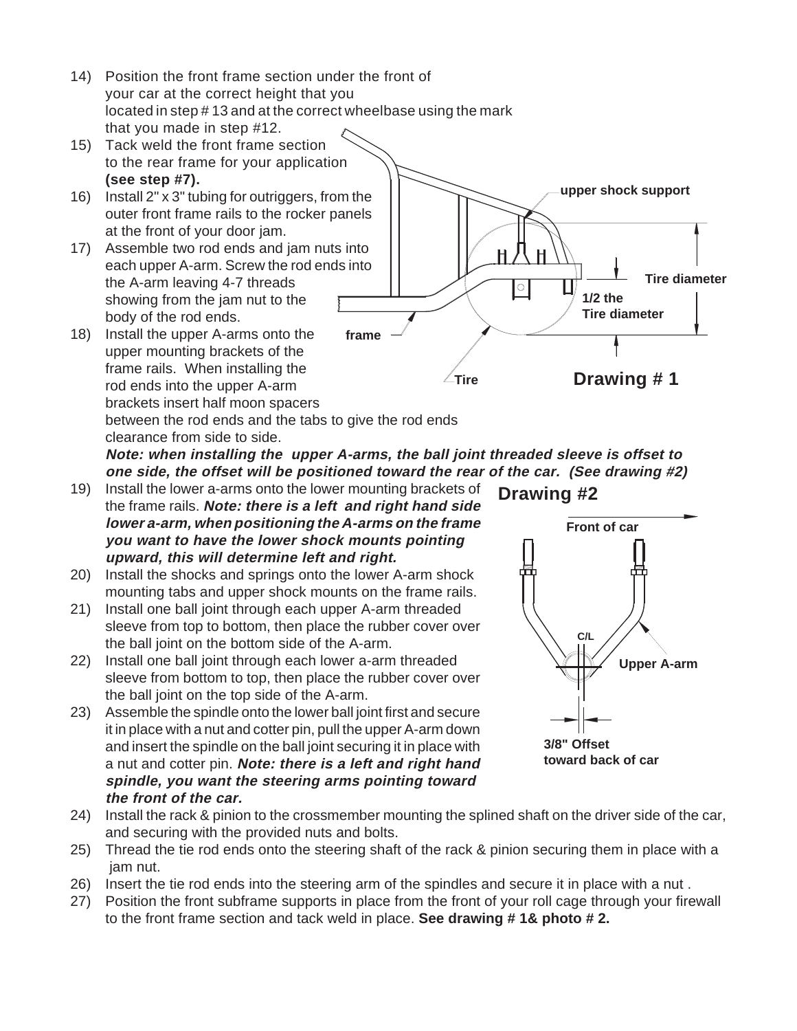14) Position the front frame section under the front of your car at the correct height that you located in step # 13 and at the correct wheelbase using the mark that you made in step #12.
15) Tack weld the front frame section to the rear frame for your application **(see step #7).**
16) Install 2" x 3" tubing for outriggers, from the outer front frame rails to the rocker panels at the front of your door jam.
17) Assemble two rod ends and jam nuts into each upper A-arm. Screw the rod ends into the A-arm leaving 4-7 threads showing from the jam nut to the body of the rod ends.
18) Install the upper A-arms onto the upper mounting brackets of the frame rails. When installing the rod ends into the upper A-arm brackets insert half moon spacers between the rod ends and the tabs to give the rod ends clearance from side to side.

    ***Note: when installing the upper A-arms, the ball joint threaded sleeve is offset to one side, the offset will be positioned toward the rear of the car. (See drawing #2)***

19) Install the lower a-arms onto the lower mounting brackets of the frame rails. ***Note: there is a left and right hand side lower a-arm, when positioning the A-arms on the frame you want to have the lower shock mounts pointing upward, this will determine left and right.***
20) Install the shocks and springs onto the lower A-arm shock mounting tabs and upper shock mounts on the frame rails.
21) Install one ball joint through each upper A-arm threaded sleeve from top to bottom, then place the rubber cover over the ball joint on the bottom side of the A-arm.
22) Install one ball joint through each lower a-arm threaded sleeve from bottom to top, then place the rubber cover over the ball joint on the top side of the A-arm.
23) Assemble the spindle onto the lower ball joint first and secure it in place with a nut and cotter pin, pull the upper A-arm down and insert the spindle on the ball joint securing it in place with a nut and cotter pin. ***Note: there is a left and right hand spindle, you want the steering arms pointing toward the front of the car.***
24) Install the rack & pinion to the crossmember mounting the splined shaft on the driver side of the car, and securing with the provided nuts and bolts.
25) Thread the tie rod ends onto the steering shaft of the rack & pinion securing them in place with a jam nut.
26) Insert the tie rod ends into the steering arm of the spindles and secure it in place with a nut .
27) Position the front subframe supports in place from the front of your roll cage through your firewall to the front frame section and tack weld in place. **See drawing # 1& photo # 2.**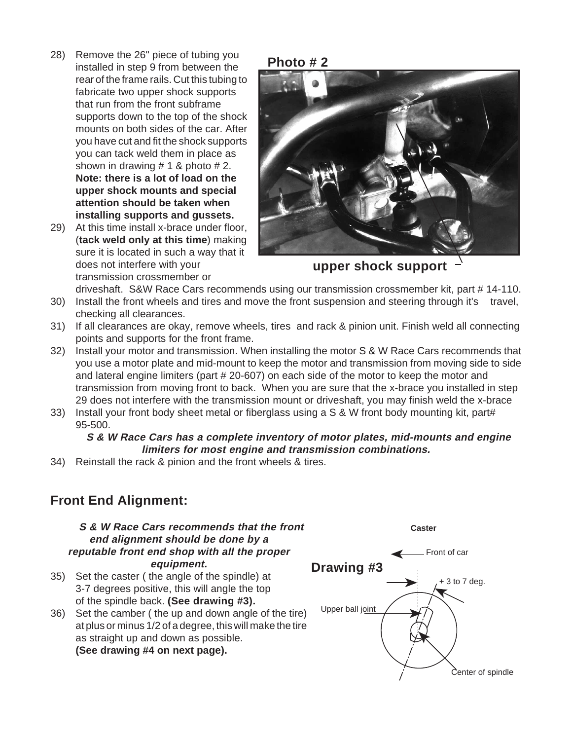28) Remove the 26" piece of tubing you installed in step 9 from between the rear of the frame rails. Cut this tubing to fabricate two upper shock supports that run from the front subframe supports down to the top of the shock mounts on both sides of the car. After you have cut and fit the shock supports you can tack weld them in place as shown in drawing # 1 & photo # 2. **Note: there is a lot of load on the upper shock mounts and special attention should be taken when installing supports and gussets.**

**Photo # 2**

**upper shock support**

29) At this time install x-brace under floor, (**tack weld only at this time**) making sure it is located in such a way that it does not interfere with your transmission crossmember or driveshaft. S&W Race Cars recommends using our transmission crossmember kit, part # 14-110.
30) Install the front wheels and tires and move the front suspension and steering through it's travel, checking all clearances.
31) If all clearances are okay, remove wheels, tires and rack & pinion unit. Finish weld all connecting points and supports for the front frame.
32) Install your motor and transmission. When installing the motor S & W Race Cars recommends that you use a motor plate and mid-mount to keep the motor and transmission from moving side to side and lateral engine limiters (part # 20-607) on each side of the motor to keep the motor and transmission from moving front to back. When you are sure that the x-brace you installed in step 29 does not interfere with the transmission mount or driveshaft, you may finish weld the x-brace
33) Install your front body sheet metal or fiberglass using a S & W front body mounting kit, part# 95-500.

***S & W Race Cars has a complete inventory of motor plates, mid-mounts and engine limiters for most engine and transmission combinations.***

34) Reinstall the rack & pinion and the front wheels & tires.

## Front End Alignment:

***S & W Race Cars recommends that the front end alignment should be done by a reputable front end shop with all the proper equipment.***

35) Set the caster ( the angle of the spindle) at 3-7 degrees positive, this will angle the top of the spindle back. **(See drawing #3).**
36) Set the camber ( the up and down angle of the tire) at plus or minus 1/2 of a degree, this will make the tire as straight up and down as possible. **(See drawing #4 on next page).**

**Drawing #3**

**Caster**

Front of car

+ 3 to 7 deg.

Upper ball joint

Center of spindle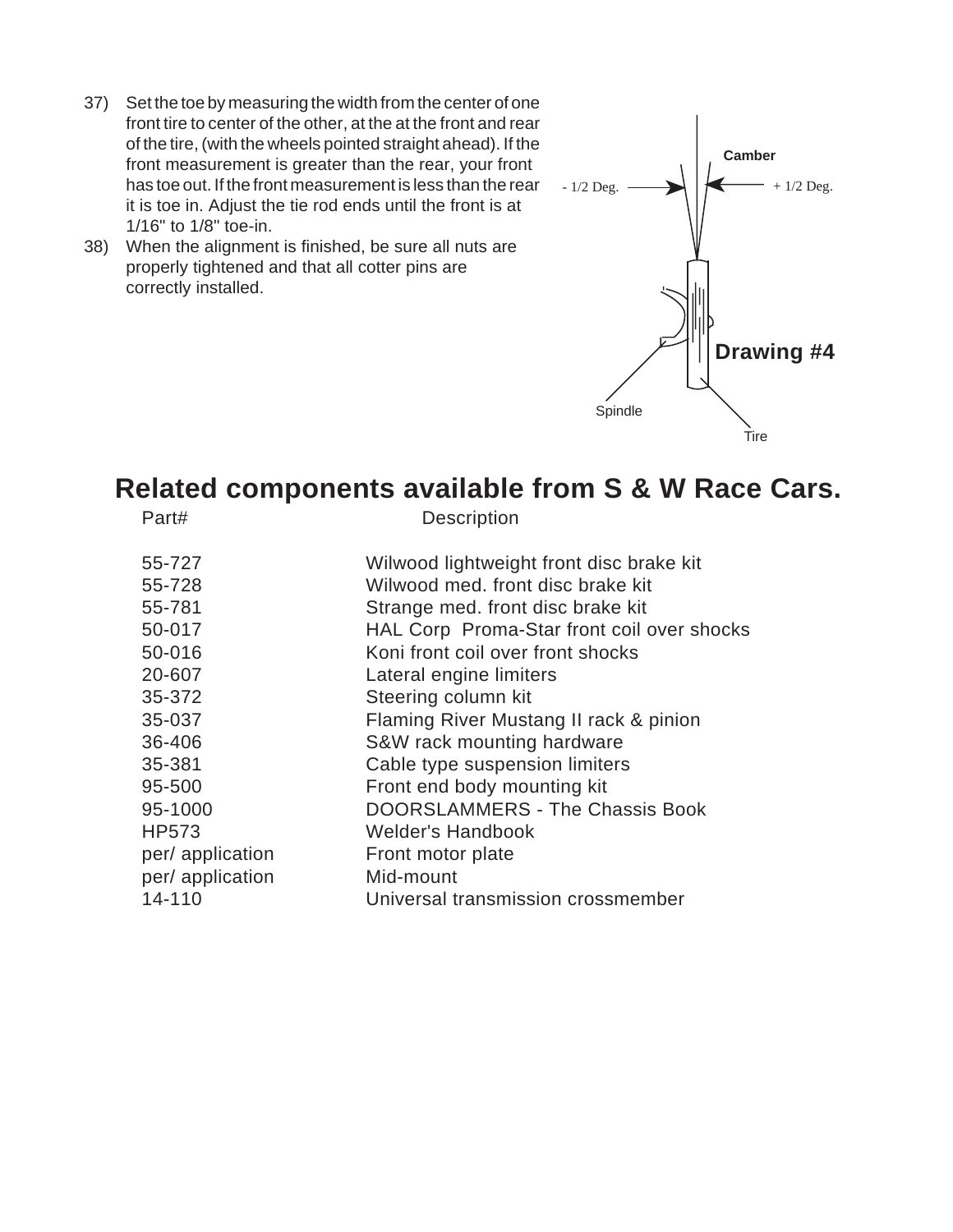37) Set the toe by measuring the width from the center of one front tire to center of the other, at the at the front and rear of the tire, (with the wheels pointed straight ahead). If the front measurement is greater than the rear, your front has toe out. If the front measurement is less than the rear it is toe in. Adjust the tie rod ends until the front is at 1/16" to 1/8" toe-in.

38) When the alignment is finished, be sure all nuts are properly tightened and that all cotter pins are correctly installed.

Camber

- 1/2 Deg.

+ 1/2 Deg.

Drawing #4

Spindle

Tire

## Related components available from S & W Race Cars.

| Part# | Description |
|---|---|
| 55-727 | Wilwood lightweight front disc brake kit |
| 55-728 | Wilwood med. front disc brake kit |
| 55-781 | Strange med. front disc brake kit |
| 50-017 | HAL Corp Proma-Star front coil over shocks |
| 50-016 | Koni front coil over front shocks |
| 20-607 | Lateral engine limiters |
| 35-372 | Steering column kit |
| 35-037 | Flaming River Mustang II rack & pinion |
| 36-406 | S&W rack mounting hardware |
| 35-381 | Cable type suspension limiters |
| 95-500 | Front end body mounting kit |
| 95-1000 | DOORSLAMMERS - The Chassis Book |
| HP573 | Welder's Handbook |
| per/ application | Front motor plate |
| per/ application | Mid-mount |
| 14-110 | Universal transmission crossmember |